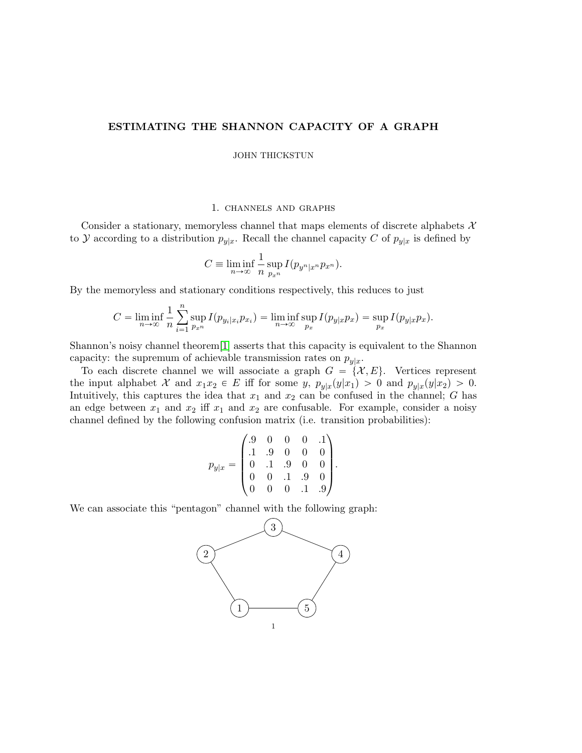# ESTIMATING THE SHANNON CAPACITY OF A GRAPH

JOHN THICKSTUN

## 1. channels and graphs

Consider a stationary, memoryless channel that maps elements of discrete alphabets $\mathcal{X}$ to $\mathcal{Y}$ according to a distribution $p_{y|x}$. Recall the channel capacity $C$ of $p_{y|x}$ is defined by

$$C \equiv \liminf_{n\to\infty} \frac{1}{n} \sup_{p_{x^n}} I(p_{y^n|x^n} p_{x^n}).$$

By the memoryless and stationary conditions respectively, this reduces to just

$$C = \liminf_{n\to\infty} \frac{1}{n} \sum_{i=1}^{n} \sup_{p_{x^n}} I(p_{y_i|x_i} p_{x_i}) = \liminf_{n\to\infty} \sup_{p_x} I(p_{y|x} p_x) = \sup_{p_x} I(p_{y|x} p_x).$$

Shannon's noisy channel theorem[1] asserts that this capacity is equivalent to the Shannon capacity: the supremum of achievable transmission rates on $p_{y|x}$.

To each discrete channel we will associate a graph $G = \{\mathcal{X}, E\}$. Vertices represent the input alphabet $\mathcal{X}$ and $x_1x_2 \in E$ iff for some $y$, $p_{y|x}(y|x_1) > 0$ and $p_{y|x}(y|x_2) > 0$. Intuitively, this captures the idea that $x_1$ and $x_2$ can be confused in the channel; $G$ has an edge between $x_1$ and $x_2$ iff $x_1$ and $x_2$ are confusable. For example, consider a noisy channel defined by the following confusion matrix (i.e. transition probabilities):

$$p_{y|x} = \begin{pmatrix} .9 & 0 & 0 & 0 & .1 \\ .1 & .9 & 0 & 0 & 0 \\ 0 & .1 & .9 & 0 & 0 \\ 0 & 0 & .1 & .9 & 0 \\ 0 & 0 & 0 & .1 & .9 \end{pmatrix}.$$

We can associate this "pentagon" channel with the following graph: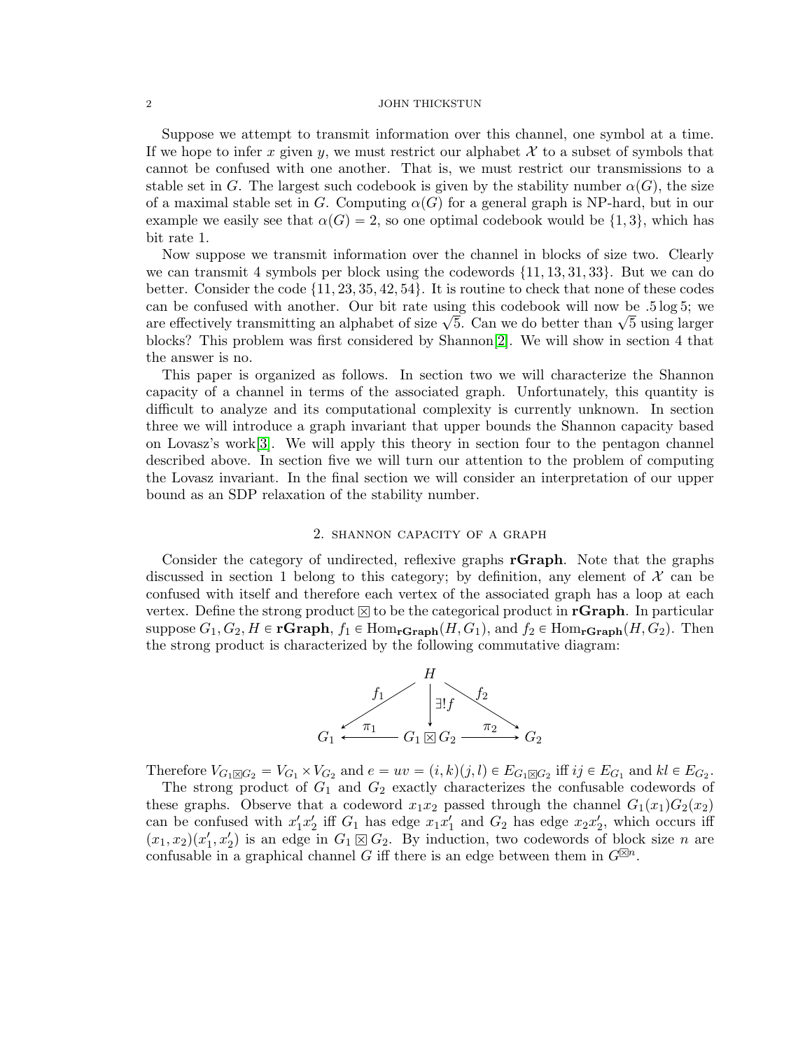Suppose we attempt to transmit information over this channel, one symbol at a time. If we hope to infer $x$ given $y$, we must restrict our alphabet $\mathcal{X}$ to a subset of symbols that cannot be confused with one another. That is, we must restrict our transmissions to a stable set in $G$. The largest such codebook is given by the stability number $\alpha(G)$, the size of a maximal stable set in $G$. Computing $\alpha(G)$ for a general graph is NP-hard, but in our example we easily see that $\alpha(G) = 2$, so one optimal codebook would be $\{1, 3\}$, which has bit rate 1.

Now suppose we transmit information over the channel in blocks of size two. Clearly we can transmit 4 symbols per block using the codewords $\{11, 13, 31, 33\}$. But we can do better. Consider the code $\{11, 23, 35, 42, 54\}$. It is routine to check that none of these codes can be confused with another. Our bit rate using this codebook will now be $.5 \log 5$; we are effectively transmitting an alphabet of size $\sqrt{5}$. Can we do better than $\sqrt{5}$ using larger blocks? This problem was first considered by Shannon[2]. We will show in section 4 that the answer is no.

This paper is organized as follows. In section two we will characterize the Shannon capacity of a channel in terms of the associated graph. Unfortunately, this quantity is difficult to analyze and its computational complexity is currently unknown. In section three we will introduce a graph invariant that upper bounds the Shannon capacity based on Lovasz's work[3]. We will apply this theory in section four to the pentagon channel described above. In section five we will turn our attention to the problem of computing the Lovasz invariant. In the final section we will consider an interpretation of our upper bound as an SDP relaxation of the stability number.

## 2. Shannon capacity of a graph

Consider the category of undirected, reflexive graphs **rGraph**. Note that the graphs discussed in section 1 belong to this category; by definition, any element of $\mathcal{X}$ can be confused with itself and therefore each vertex of the associated graph has a loop at each vertex. Define the strong product $\boxtimes$ to be the categorical product in **rGraph**. In particular suppose $G_1, G_2, H \in \mathbf{rGraph}$, $f_1 \in \mathrm{Hom}_{\mathbf{rGraph}}(H, G_1)$, and $f_2 \in \mathrm{Hom}_{\mathbf{rGraph}}(H, G_2)$. Then the strong product is characterized by the following commutative diagram:

$$\begin{array}{ccccc} & & H & & \\ & \swarrow^{f_1} & \downarrow{\exists! f} & \searrow^{f_2} & \\ G_1 & \xleftarrow{\pi_1} & G_1 \boxtimes G_2 & \xrightarrow{\pi_2} & G_2 \end{array}$$

Therefore $V_{G_1 \boxtimes G_2} = V_{G_1} \times V_{G_2}$ and $e = uv = (i,k)(j,l) \in E_{G_1 \boxtimes G_2}$ iff $ij \in E_{G_1}$ and $kl \in E_{G_2}$.

The strong product of $G_1$ and $G_2$ exactly characterizes the confusable codewords of these graphs. Observe that a codeword $x_1 x_2$ passed through the channel $G_1(x_1)G_2(x_2)$ can be confused with $x_1' x_2'$ iff $G_1$ has edge $x_1 x_1'$ and $G_2$ has edge $x_2 x_2'$, which occurs iff $(x_1, x_2)(x_1', x_2')$ is an edge in $G_1 \boxtimes G_2$. By induction, two codewords of block size $n$ are confusable in a graphical channel $G$ iff there is an edge between them in $G^{\boxtimes n}$.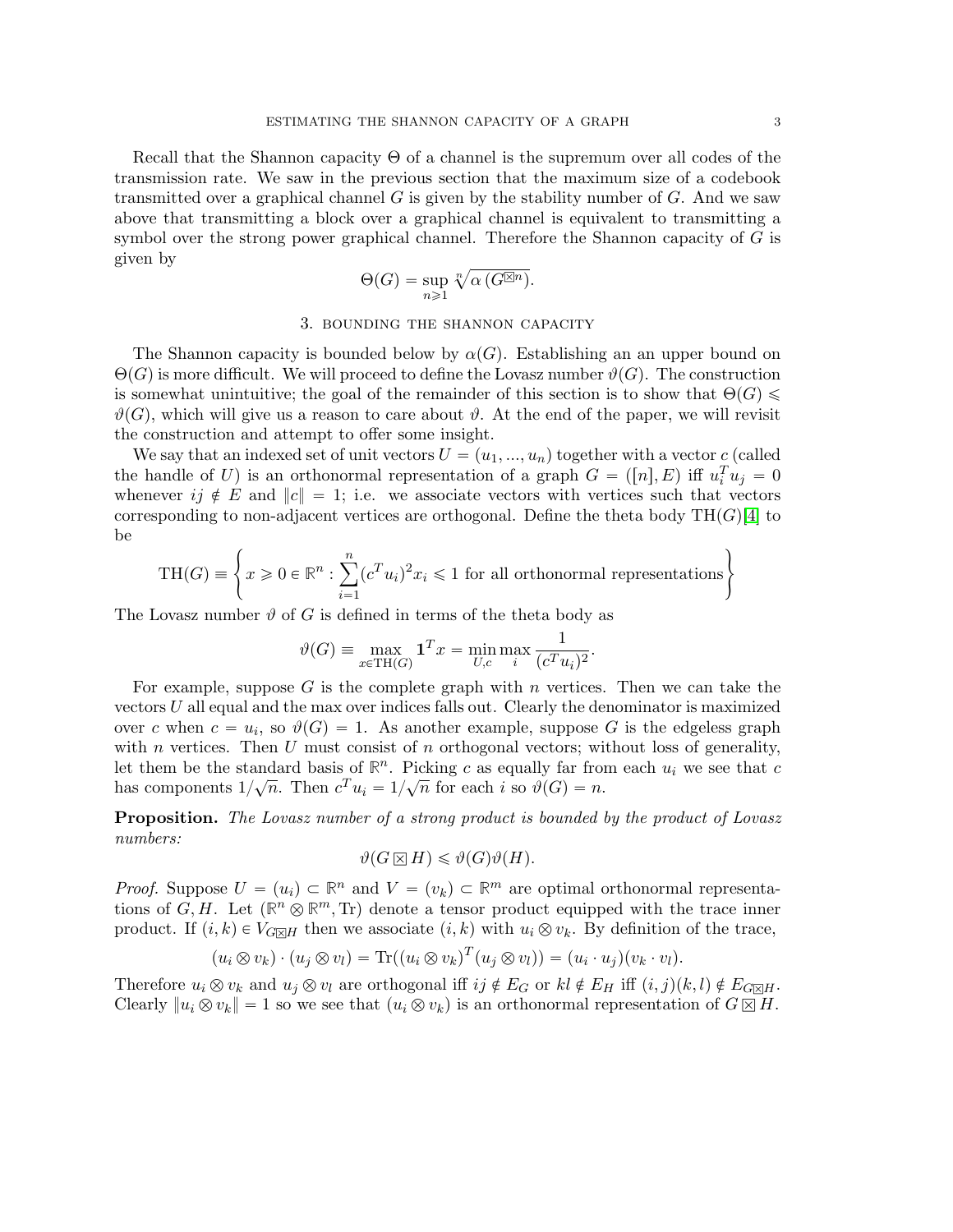Recall that the Shannon capacity $\Theta$ of a channel is the supremum over all codes of the transmission rate. We saw in the previous section that the maximum size of a codebook transmitted over a graphical channel $G$ is given by the stability number of $G$. And we saw above that transmitting a block over a graphical channel is equivalent to transmitting a symbol over the strong power graphical channel. Therefore the Shannon capacity of $G$ is given by

$$\Theta(G) = \sup_{n \geqslant 1} \sqrt[n]{\alpha\left(G^{\boxtimes n}\right)}.$$

## 3. Bounding the Shannon capacity

The Shannon capacity is bounded below by $\alpha(G)$. Establishing an an upper bound on $\Theta(G)$ is more difficult. We will proceed to define the Lovasz number $\vartheta(G)$. The construction is somewhat unintuitive; the goal of the remainder of this section is to show that $\Theta(G) \leqslant \vartheta(G)$, which will give us a reason to care about $\vartheta$. At the end of the paper, we will revisit the construction and attempt to offer some insight.

We say that an indexed set of unit vectors $U = (u_1, ..., u_n)$ together with a vector $c$ (called the handle of $U$) is an orthonormal representation of a graph $G = ([n], E)$ iff $u_i^T u_j = 0$ whenever $ij \notin E$ and $\|c\| = 1$; i.e. we associate vectors with vertices such that vectors corresponding to non-adjacent vertices are orthogonal. Define the theta body $\mathrm{TH}(G)$[4] to be

$$\mathrm{TH}(G) \equiv \left\{ x \geqslant 0 \in \mathbb{R}^n : \sum_{i=1}^{n} (c^T u_i)^2 x_i \leqslant 1 \text{ for all orthonormal representations} \right\}$$

The Lovasz number $\vartheta$ of $G$ is defined in terms of the theta body as

$$\vartheta(G) \equiv \max_{x \in \mathrm{TH}(G)} \mathbf{1}^T x = \min_{U,c} \max_i \frac{1}{(c^T u_i)^2}.$$

For example, suppose $G$ is the complete graph with $n$ vertices. Then we can take the vectors $U$ all equal and the max over indices falls out. Clearly the denominator is maximized over $c$ when $c = u_i$, so $\vartheta(G) = 1$. As another example, suppose $G$ is the edgeless graph with $n$ vertices. Then $U$ must consist of $n$ orthogonal vectors; without loss of generality, let them be the standard basis of $\mathbb{R}^n$. Picking $c$ as equally far from each $u_i$ we see that $c$ has components $1/\sqrt{n}$. Then $c^T u_i = 1/\sqrt{n}$ for each $i$ so $\vartheta(G) = n$.

**Proposition.** *The Lovasz number of a strong product is bounded by the product of Lovasz numbers:*

$$\vartheta(G \boxtimes H) \leqslant \vartheta(G)\vartheta(H).$$

*Proof.* Suppose $U = (u_i) \subset \mathbb{R}^n$ and $V = (v_k) \subset \mathbb{R}^m$ are optimal orthonormal representations of $G, H$. Let $(\mathbb{R}^n \otimes \mathbb{R}^m, \mathrm{Tr})$ denote a tensor product equipped with the trace inner product. If $(i, k) \in V_{G \boxtimes H}$ then we associate $(i, k)$ with $u_i \otimes v_k$. By definition of the trace,

$$(u_i \otimes v_k) \cdot (u_j \otimes v_l) = \mathrm{Tr}((u_i \otimes v_k)^T (u_j \otimes v_l)) = (u_i \cdot u_j)(v_k \cdot v_l).$$

Therefore $u_i \otimes v_k$ and $u_j \otimes v_l$ are orthogonal iff $ij \notin E_G$ or $kl \notin E_H$ iff $(i, j)(k, l) \notin E_{G \boxtimes H}$. Clearly $\|u_i \otimes v_k\| = 1$ so we see that $(u_i \otimes v_k)$ is an orthonormal representation of $G \boxtimes H$.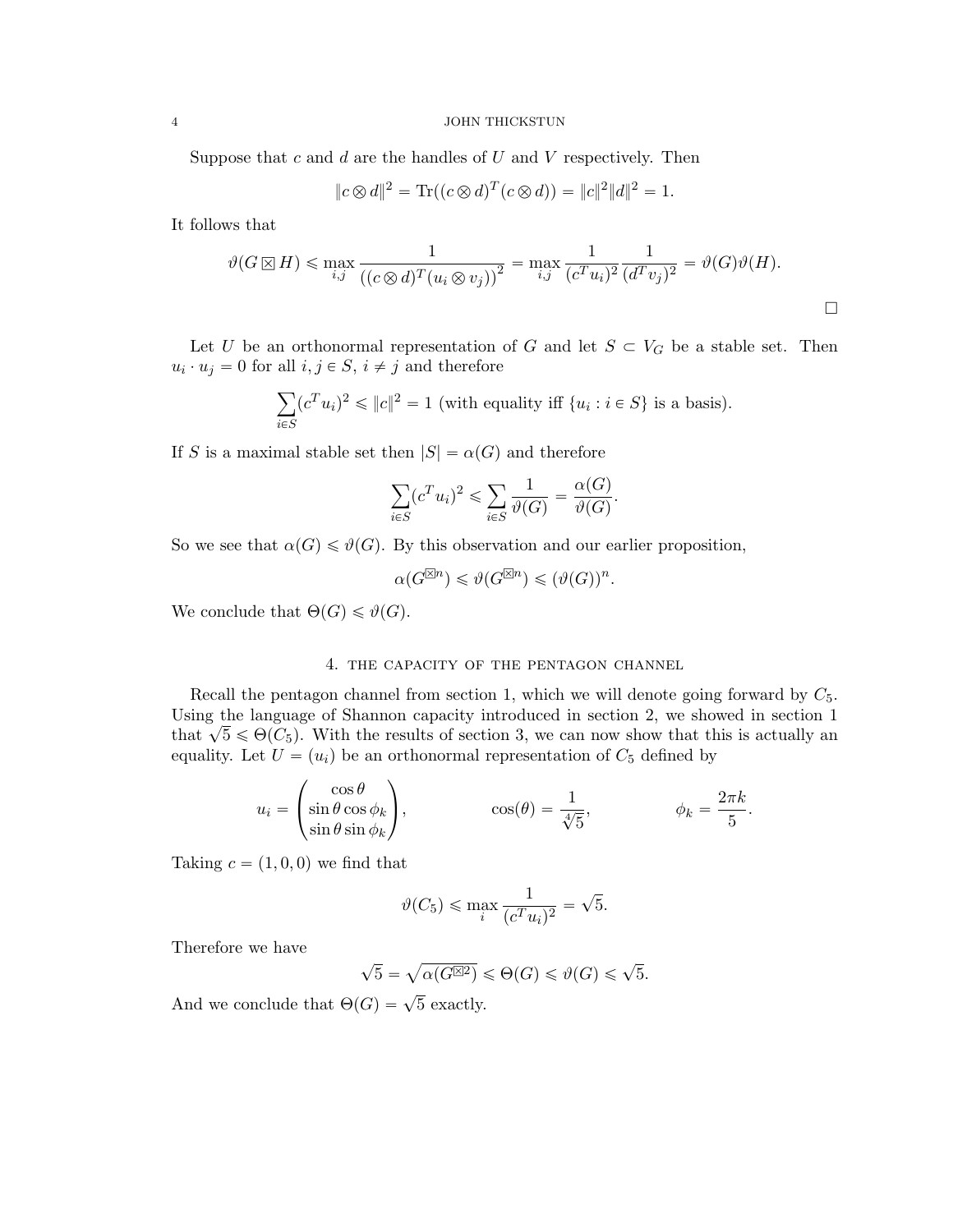Suppose that $c$ and $d$ are the handles of $U$ and $V$ respectively. Then

$$\|c \otimes d\|^2 = \mathrm{Tr}((c \otimes d)^T (c \otimes d)) = \|c\|^2 \|d\|^2 = 1.$$

It follows that

$$\vartheta(G \boxtimes H) \leqslant \max_{i,j} \frac{1}{\left((c \otimes d)^T (u_i \otimes v_j)\right)^2} = \max_{i,j} \frac{1}{(c^T u_i)^2} \frac{1}{(d^T v_j)^2} = \vartheta(G)\vartheta(H).$$

□

Let $U$ be an orthonormal representation of $G$ and let $S \subset V_G$ be a stable set. Then $u_i \cdot u_j = 0$ for all $i, j \in S$, $i \neq j$ and therefore

$$\sum_{i \in S} (c^T u_i)^2 \leqslant \|c\|^2 = 1 \text{ (with equality iff } \{u_i : i \in S\} \text{ is a basis).}$$

If $S$ is a maximal stable set then $|S| = \alpha(G)$ and therefore

$$\sum_{i \in S} (c^T u_i)^2 \leqslant \sum_{i \in S} \frac{1}{\vartheta(G)} = \frac{\alpha(G)}{\vartheta(G)}.$$

So we see that $\alpha(G) \leqslant \vartheta(G)$. By this observation and our earlier proposition,

$$\alpha(G^{\boxtimes n}) \leqslant \vartheta(G^{\boxtimes n}) \leqslant (\vartheta(G))^n.$$

We conclude that $\Theta(G) \leqslant \vartheta(G)$.

## 4. The capacity of the pentagon channel

Recall the pentagon channel from section 1, which we will denote going forward by $C_5$. Using the language of Shannon capacity introduced in section 2, we showed in section 1 that $\sqrt{5} \leqslant \Theta(C_5)$. With the results of section 3, we can now show that this is actually an equality. Let $U = (u_i)$ be an orthonormal representation of $C_5$ defined by

$$u_i = \begin{pmatrix} \cos\theta \\ \sin\theta \cos\phi_k \\ \sin\theta \sin\phi_k \end{pmatrix}, \qquad \cos(\theta) = \frac{1}{\sqrt[4]{5}}, \qquad \phi_k = \frac{2\pi k}{5}.$$

Taking $c = (1, 0, 0)$ we find that

$$\vartheta(C_5) \leqslant \max_i \frac{1}{(c^T u_i)^2} = \sqrt{5}.$$

Therefore we have

$$\sqrt{5} = \sqrt{\alpha(G^{\boxtimes 2})} \leqslant \Theta(G) \leqslant \vartheta(G) \leqslant \sqrt{5}.$$

And we conclude that $\Theta(G) = \sqrt{5}$ exactly.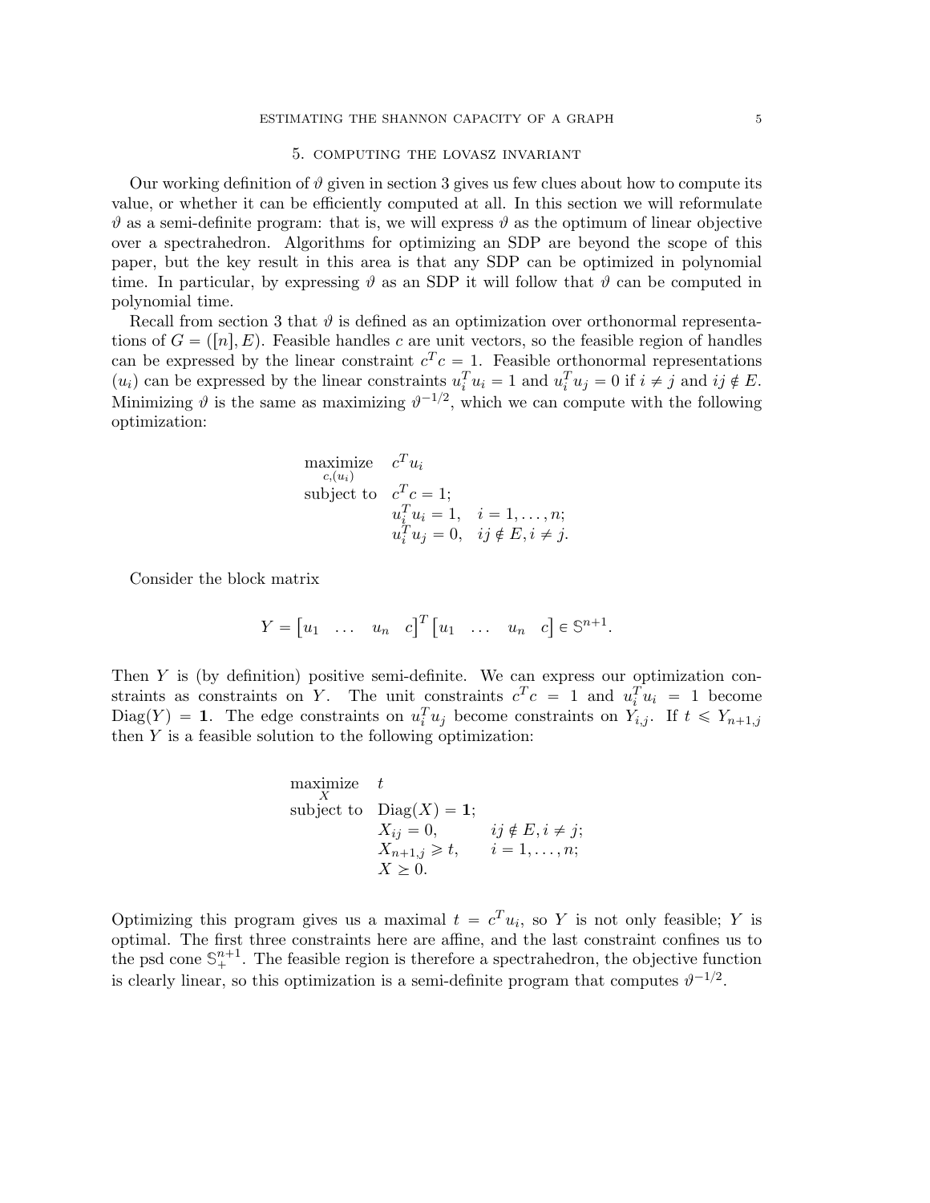## 5. COMPUTING THE LOVASZ INVARIANT

Our working definition of $\vartheta$ given in section 3 gives us few clues about how to compute its value, or whether it can be efficiently computed at all. In this section we will reformulate $\vartheta$ as a semi-definite program: that is, we will express $\vartheta$ as the optimum of linear objective over a spectrahedron. Algorithms for optimizing an SDP are beyond the scope of this paper, but the key result in this area is that any SDP can be optimized in polynomial time. In particular, by expressing $\vartheta$ as an SDP it will follow that $\vartheta$ can be computed in polynomial time.

Recall from section 3 that $\vartheta$ is defined as an optimization over orthonormal representations of $G = ([n], E)$. Feasible handles $c$ are unit vectors, so the feasible region of handles can be expressed by the linear constraint $c^T c = 1$. Feasible orthonormal representations $(u_i)$ can be expressed by the linear constraints $u_i^T u_i = 1$ and $u_i^T u_j = 0$ if $i \neq j$ and $ij \notin E$. Minimizing $\vartheta$ is the same as maximizing $\vartheta^{-1/2}$, which we can compute with the following optimization:

$$
\begin{array}{ll}
\underset{c,(u_i)}{\text{maximize}} & c^T u_i \\
\text{subject to} & c^T c = 1; \\
& u_i^T u_i = 1, \quad i = 1, \ldots, n; \\
& u_i^T u_j = 0, \quad ij \notin E, i \neq j.
\end{array}
$$

Consider the block matrix

$$
Y = \begin{bmatrix} u_1 & \ldots & u_n & c \end{bmatrix}^T \begin{bmatrix} u_1 & \ldots & u_n & c \end{bmatrix} \in \mathbb{S}^{n+1}.
$$

Then $Y$ is (by definition) positive semi-definite. We can express our optimization constraints as constraints on $Y$. The unit constraints $c^T c = 1$ and $u_i^T u_i = 1$ become $\mathrm{Diag}(Y) = \mathbf{1}$. The edge constraints on $u_i^T u_j$ become constraints on $Y_{i,j}$. If $t \leqslant Y_{n+1,j}$ then $Y$ is a feasible solution to the following optimization:

$$
\begin{array}{lll}
\underset{X}{\text{maximize}} & t & \\
\text{subject to} & \mathrm{Diag}(X) = \mathbf{1}; & \\
& X_{ij} = 0, & ij \notin E, i \neq j; \\
& X_{n+1,j} \geqslant t, & i = 1, \ldots, n; \\
& X \succeq 0. &
\end{array}
$$

Optimizing this program gives us a maximal $t = c^T u_i$, so $Y$ is not only feasible; $Y$ is optimal. The first three constraints here are affine, and the last constraint confines us to the psd cone $\mathbb{S}_+^{n+1}$. The feasible region is therefore a spectrahedron, the objective function is clearly linear, so this optimization is a semi-definite program that computes $\vartheta^{-1/2}$.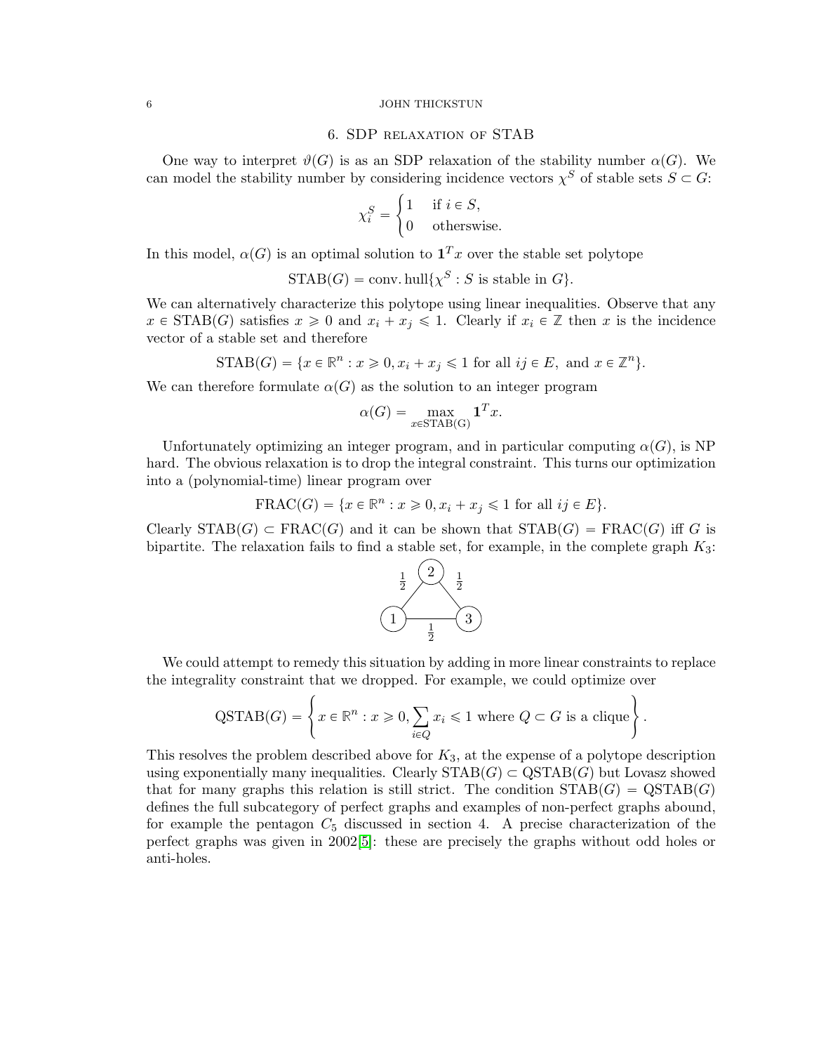## 6. SDP relaxation of STAB

One way to interpret $\vartheta(G)$ is as an SDP relaxation of the stability number $\alpha(G)$. We can model the stability number by considering incidence vectors $\chi^S$ of stable sets $S \subset G$:

$$\chi_i^S = \begin{cases} 1 & \text{if } i \in S, \\ 0 & \text{otherswise.} \end{cases}$$

In this model, $\alpha(G)$ is an optimal solution to $\mathbf{1}^T x$ over the stable set polytope

$$\text{STAB}(G) = \text{conv. hull}\{\chi^S : S \text{ is stable in } G\}.$$

We can alternatively characterize this polytope using linear inequalities. Observe that any $x \in \text{STAB}(G)$ satisfies $x \geqslant 0$ and $x_i + x_j \leqslant 1$. Clearly if $x_i \in \mathbb{Z}$ then $x$ is the incidence vector of a stable set and therefore

$$\text{STAB}(G) = \{x \in \mathbb{R}^n : x \geqslant 0, x_i + x_j \leqslant 1 \text{ for all } ij \in E, \text{ and } x \in \mathbb{Z}^n\}.$$

We can therefore formulate $\alpha(G)$ as the solution to an integer program

$$\alpha(G) = \max_{x \in \text{STAB(G)}} \mathbf{1}^T x.$$

Unfortunately optimizing an integer program, and in particular computing $\alpha(G)$, is NP hard. The obvious relaxation is to drop the integral constraint. This turns our optimization into a (polynomial-time) linear program over

$$\text{FRAC}(G) = \{x \in \mathbb{R}^n : x \geqslant 0, x_i + x_j \leqslant 1 \text{ for all } ij \in E\}.$$

Clearly $\text{STAB}(G) \subset \text{FRAC}(G)$ and it can be shown that $\text{STAB}(G) = \text{FRAC}(G)$ iff $G$ is bipartite. The relaxation fails to find a stable set, for example, in the complete graph $K_3$:

We could attempt to remedy this situation by adding in more linear constraints to replace the integrality constraint that we dropped. For example, we could optimize over

$$\text{QSTAB}(G) = \left\{ x \in \mathbb{R}^n : x \geqslant 0, \sum_{i \in Q} x_i \leqslant 1 \text{ where } Q \subset G \text{ is a clique} \right\}.$$

This resolves the problem described above for $K_3$, at the expense of a polytope description using exponentially many inequalities. Clearly $\text{STAB}(G) \subset \text{QSTAB}(G)$ but Lovasz showed that for many graphs this relation is still strict. The condition $\text{STAB}(G) = \text{QSTAB}(G)$ defines the full subcategory of perfect graphs and examples of non-perfect graphs abound, for example the pentagon $C_5$ discussed in section 4. A precise characterization of the perfect graphs was given in 2002[5]: these are precisely the graphs without odd holes or anti-holes.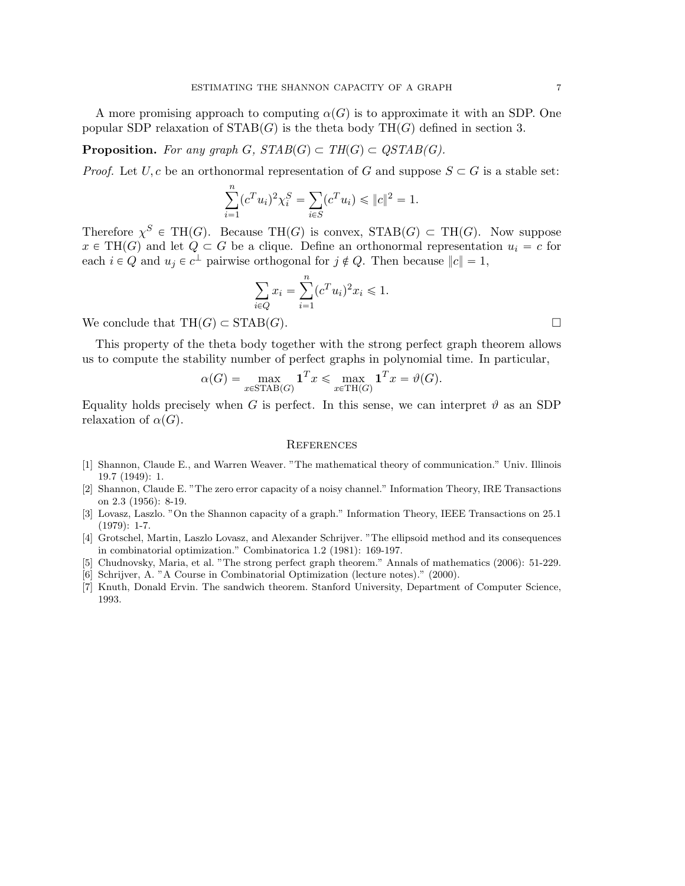A more promising approach to computing $\alpha(G)$ is to approximate it with an SDP. One popular SDP relaxation of $\text{STAB}(G)$ is the theta body $\text{TH}(G)$ defined in section 3.

**Proposition.** *For any graph $G$, $STAB(G) \subset TH(G) \subset QSTAB(G)$.*

*Proof.* Let $U, c$ be an orthonormal representation of $G$ and suppose $S \subset G$ is a stable set:

$$\sum_{i=1}^{n} (c^T u_i)^2 \chi_i^S = \sum_{i \in S} (c^T u_i) \leqslant \|c\|^2 = 1.$$

Therefore $\chi^S \in \text{TH}(G)$. Because $\text{TH}(G)$ is convex, $\text{STAB}(G) \subset \text{TH}(G)$. Now suppose $x \in \text{TH}(G)$ and let $Q \subset G$ be a clique. Define an orthonormal representation $u_i = c$ for each $i \in Q$ and $u_j \in c^\perp$ pairwise orthogonal for $j \notin Q$. Then because $\|c\| = 1$,

$$\sum_{i \in Q} x_i = \sum_{i=1}^{n} (c^T u_i)^2 x_i \leqslant 1.$$

We conclude that $\text{TH}(G) \subset \text{STAB}(G)$. □

This property of the theta body together with the strong perfect graph theorem allows us to compute the stability number of perfect graphs in polynomial time. In particular,

$$\alpha(G) = \max_{x \in \text{STAB}(G)} \mathbf{1}^T x \leqslant \max_{x \in \text{TH}(G)} \mathbf{1}^T x = \vartheta(G).$$

Equality holds precisely when $G$ is perfect. In this sense, we can interpret $\vartheta$ as an SDP relaxation of $\alpha(G)$.

## References

[1] Shannon, Claude E., and Warren Weaver. "The mathematical theory of communication." Univ. Illinois 19.7 (1949): 1.

[2] Shannon, Claude E. "The zero error capacity of a noisy channel." Information Theory, IRE Transactions on 2.3 (1956): 8-19.

[3] Lovasz, Laszlo. "On the Shannon capacity of a graph." Information Theory, IEEE Transactions on 25.1 (1979): 1-7.

[4] Grotschel, Martin, Laszlo Lovasz, and Alexander Schrijver. "The ellipsoid method and its consequences in combinatorial optimization." Combinatorica 1.2 (1981): 169-197.

[5] Chudnovsky, Maria, et al. "The strong perfect graph theorem." Annals of mathematics (2006): 51-229.

[6] Schrijver, A. "A Course in Combinatorial Optimization (lecture notes)." (2000).

[7] Knuth, Donald Ervin. The sandwich theorem. Stanford University, Department of Computer Science, 1993.